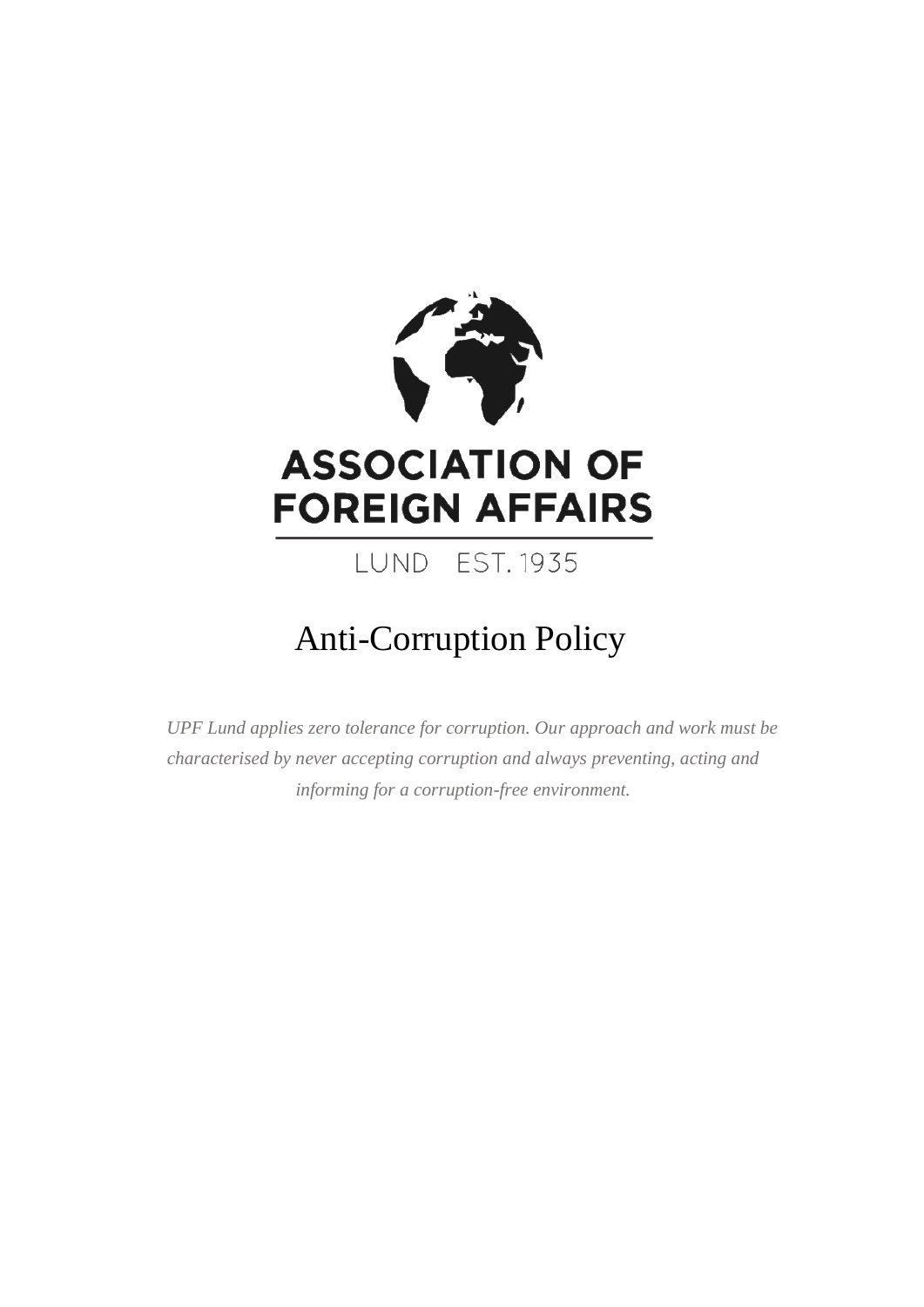ASSOCIATION OF FOREIGN AFFAIRS

LUND EST. 1935

# Anti-Corruption Policy

*UPF Lund applies zero tolerance for corruption. Our approach and work must be characterised by never accepting corruption and always preventing, acting and informing for a corruption-free environment.*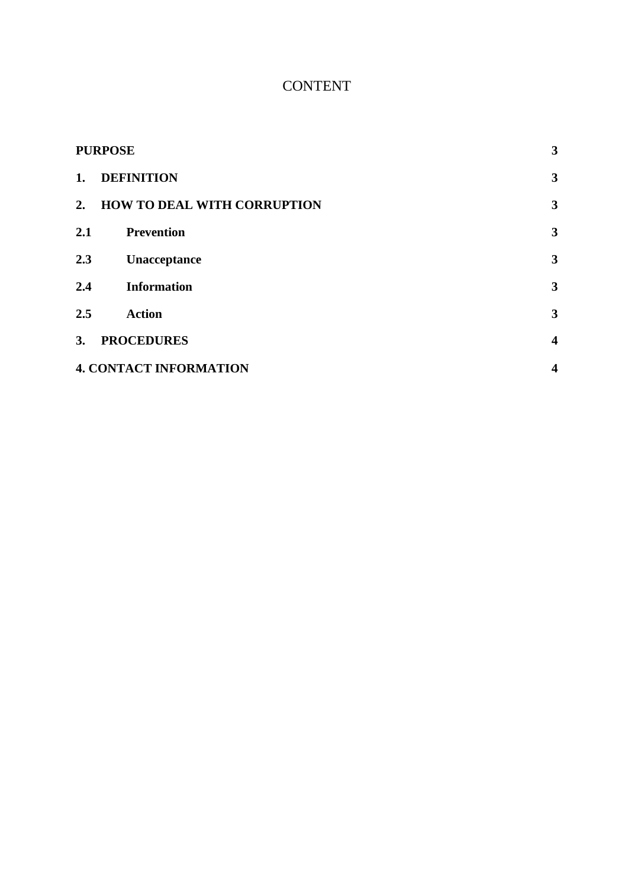# CONTENT

| | |
|---|---|
| **PURPOSE** | **3** |
| **1. DEFINITION** | **3** |
| **2. HOW TO DEAL WITH CORRUPTION** | **3** |
| **2.1 Prevention** | **3** |
| **2.3 Unacceptance** | **3** |
| **2.4 Information** | **3** |
| **2.5 Action** | **3** |
| **3. PROCEDURES** | **4** |
| **4. CONTACT INFORMATION** | **4** |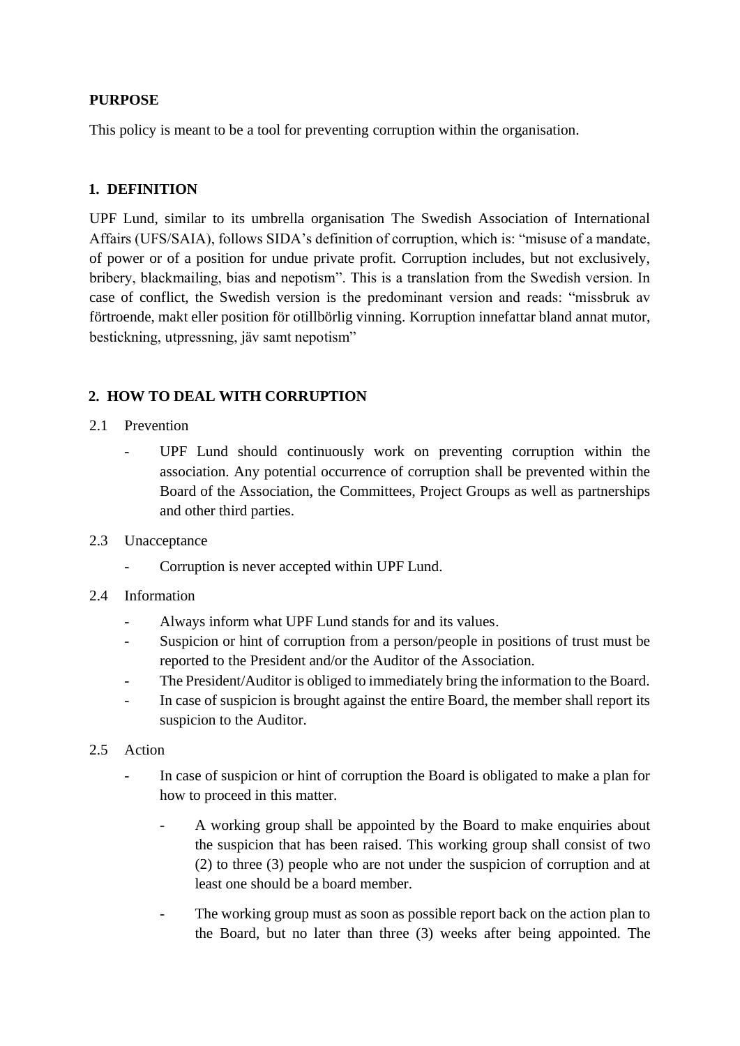**PURPOSE**

This policy is meant to be a tool for preventing corruption within the organisation.

## 1. DEFINITION

UPF Lund, similar to its umbrella organisation The Swedish Association of International Affairs (UFS/SAIA), follows SIDA's definition of corruption, which is: "misuse of a mandate, of power or of a position for undue private profit. Corruption includes, but not exclusively, bribery, blackmailing, bias and nepotism". This is a translation from the Swedish version. In case of conflict, the Swedish version is the predominant version and reads: "missbruk av förtroende, makt eller position för otillbörlig vinning. Korruption innefattar bland annat mutor, bestickning, utpressning, jäv samt nepotism"

## 2. HOW TO DEAL WITH CORRUPTION

2.1 Prevention

- UPF Lund should continuously work on preventing corruption within the association. Any potential occurrence of corruption shall be prevented within the Board of the Association, the Committees, Project Groups as well as partnerships and other third parties.

2.3 Unacceptance

- Corruption is never accepted within UPF Lund.

2.4 Information

- Always inform what UPF Lund stands for and its values.
- Suspicion or hint of corruption from a person/people in positions of trust must be reported to the President and/or the Auditor of the Association.
- The President/Auditor is obliged to immediately bring the information to the Board.
- In case of suspicion is brought against the entire Board, the member shall report its suspicion to the Auditor.

2.5 Action

- In case of suspicion or hint of corruption the Board is obligated to make a plan for how to proceed in this matter.
  - A working group shall be appointed by the Board to make enquiries about the suspicion that has been raised. This working group shall consist of two (2) to three (3) people who are not under the suspicion of corruption and at least one should be a board member.
  - The working group must as soon as possible report back on the action plan to the Board, but no later than three (3) weeks after being appointed. The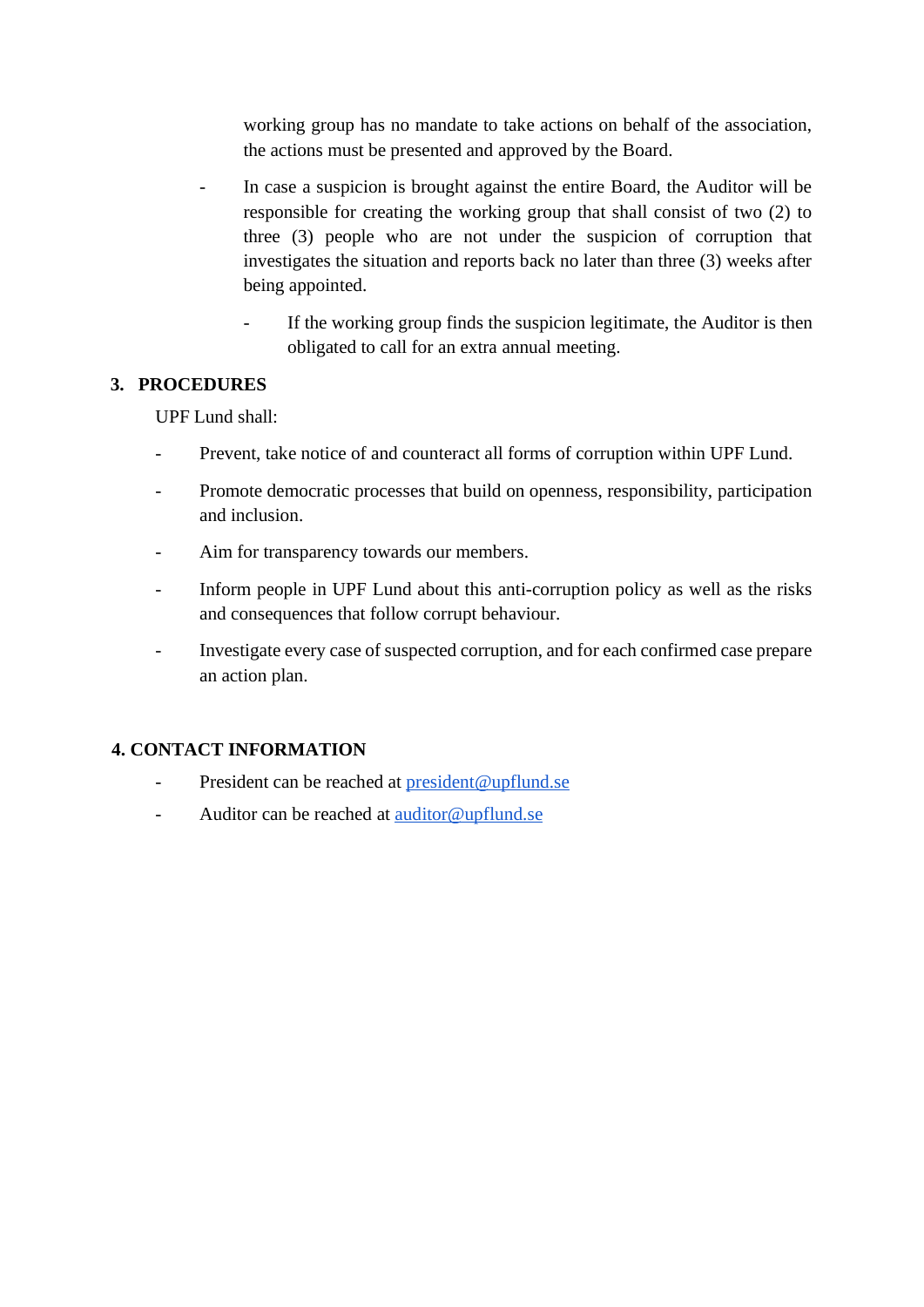working group has no mandate to take actions on behalf of the association, the actions must be presented and approved by the Board.

- In case a suspicion is brought against the entire Board, the Auditor will be responsible for creating the working group that shall consist of two (2) to three (3) people who are not under the suspicion of corruption that investigates the situation and reports back no later than three (3) weeks after being appointed.
    - If the working group finds the suspicion legitimate, the Auditor is then obligated to call for an extra annual meeting.

## 3. PROCEDURES

UPF Lund shall:

- Prevent, take notice of and counteract all forms of corruption within UPF Lund.
- Promote democratic processes that build on openness, responsibility, participation and inclusion.
- Aim for transparency towards our members.
- Inform people in UPF Lund about this anti-corruption policy as well as the risks and consequences that follow corrupt behaviour.
- Investigate every case of suspected corruption, and for each confirmed case prepare an action plan.

## 4. CONTACT INFORMATION

- President can be reached at president@upflund.se
- Auditor can be reached at auditor@upflund.se